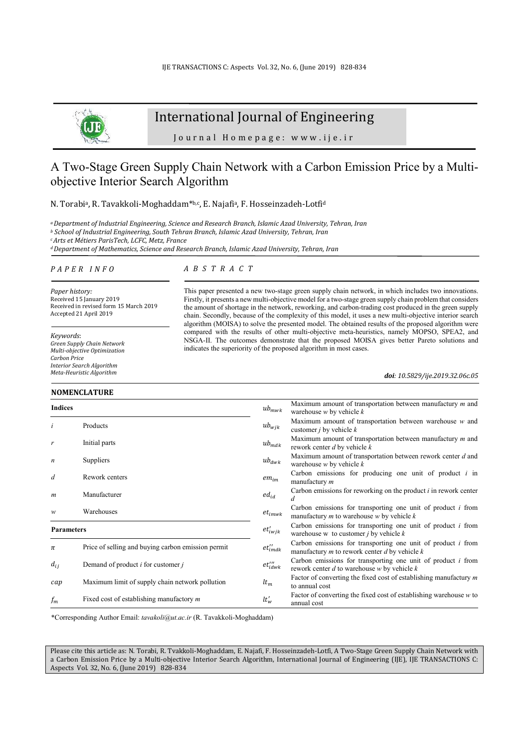# A Two-Stage Green Supply Chain Network with a Carbon Emission Price by a Multi-objective Interior Search Algorithm

N. Torabi[a], R. Tavakkoli-Moghaddam*[b,c], E. Najafi[a], F. Hosseinzadeh-Lotfi[d]

*[a] Department of Industrial Engineering, Science and Research Branch, Islamic Azad University, Tehran, Iran*
*[b] School of Industrial Engineering, South Tehran Branch, Islamic Azad University, Tehran, Iran*
*[c] Arts et Métiers ParisTech, LCFC, Metz, France*
*[d] Department of Mathematics, Science and Research Branch, Islamic Azad University, Tehran, Iran*

## PAPER INFO

*Paper history:*
Received 15 January 2019
Received in revised form 15 March 2019
Accepted 21 April 2019

*Keywords*:
*Green Supply Chain Network*
*Multi-objective Optimization*
*Carbon Price*
*Interior Search Algorithm*
*Meta-Heuristic Algorithm*

## ABSTRACT

This paper presented a new two-stage green supply chain network, in which includes two innovations. Firstly, it presents a new multi-objective model for a two-stage green supply chain problem that considers the amount of shortage in the network, reworking, and carbon-trading cost produced in the green supply chain. Secondly, because of the complexity of this model, it uses a new multi-objective interior search algorithm (MOISA) to solve the presented model. The obtained results of the proposed algorithm were compared with the results of other multi-objective meta-heuristics, namely MOPSO, SPEA2, and NSGA-II. The outcomes demonstrate that the proposed MOISA gives better Pareto solutions and indicates the superiority of the proposed algorithm in most cases.

***doi**: 10.5829/ije.2019.32.06c.05*

## NOMENCLATURE

| **Indices** | |
|---|---|
| $i$ | Products |
| $r$ | Initial parts |
| $n$ | Suppliers |
| $d$ | Rework centers |
| $m$ | Manufacturer |
| $w$ | Warehouses |
| **Parameters** | |
| $\pi$ | Price of selling and buying carbon emission permit |
| $d_{ij}$ | Demand of product $i$ for customer $j$ |
| $cap$ | Maximum limit of supply chain network pollution |
| $f_m$ | Fixed cost of establishing manufactory $m$ |
| $ub_{mwk}$ | Maximum amount of transportation between manufactury $m$ and warehouse $w$ by vehicle $k$ |
| $ub_{wjk}$ | Maximum amount of transportation between warehouse $w$ and customer $j$ by vehicle $k$ |
| $ub_{mdk}$ | Maximum amount of transportation between manufactury $m$ and rework center $d$ by vehicle $k$ |
| $ub_{dwk}$ | Maximum amount of transportation between rework center $d$ and warehouse $w$ by vehicle $k$ |
| $em_{im}$ | Carbon emissions for producing one unit of product $i$ in manufactury $m$ |
| $ed_{id}$ | Carbon emissions for reworking on the product $i$ in rework center $d$ |
| $et_{imwk}$ | Carbon emissions for transporting one unit of product $i$ from manufactury $m$ to warehouse $w$ by vehicle $k$ |
| $et'_{iwjk}$ | Carbon emissions for transporting one unit of product $i$ from warehouse w to customer $j$ by vehicle $k$ |
| $et''_{imdk}$ | Carbon emissions for transporting one unit of product $i$ from manufactury $m$ to rework center $d$ by vehicle $k$ |
| $et'''_{idwk}$ | Carbon emissions for transporting one unit of product $i$ from rework center $d$ to warehouse $w$ by vehicle $k$ |
| $lt_m$ | Factor of converting the fixed cost of establishing manufactury $m$ to annual cost |
| $lt'_w$ | Factor of converting the fixed cost of establishing warehouse $w$ to annual cost |

*Corresponding Author Email: *tavakoli@ut.ac.ir* (R. Tavakkoli-Moghaddam)

Please cite this article as: N. Torabi, R. Tvakkoli-Moghaddam, E. Najafi, F. Hosseinzadeh-Lotfi, A Two-Stage Green Supply Chain Network with a Carbon Emission Price by a Multi-objective Interior Search Algorithm, International Journal of Engineering (IJE), IJE TRANSACTIONS C: Aspects Vol. 32, No. 6, (June 2019) 828-834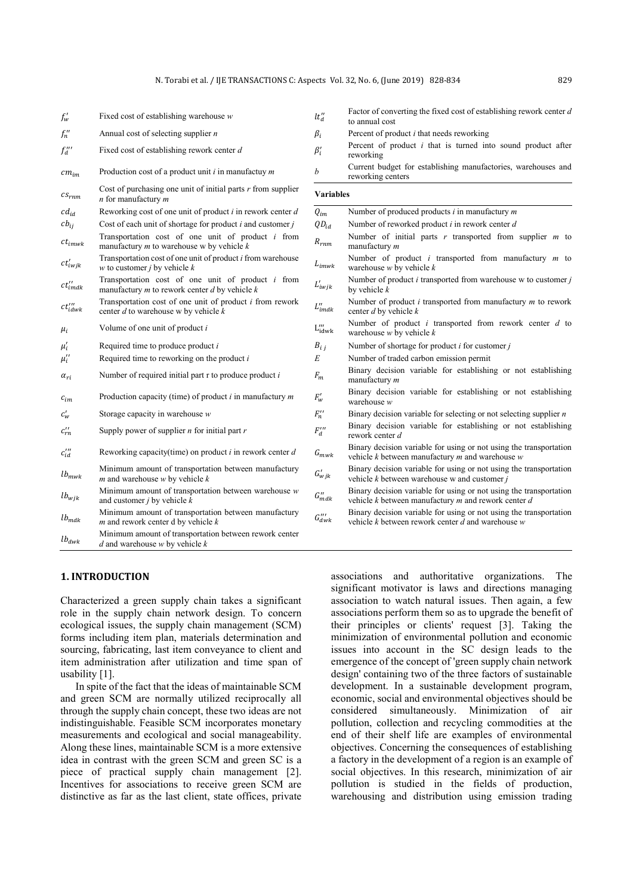| | |
|---|---|
| $f'_w$ | Fixed cost of establishing warehouse $w$ |
| $f''_n$ | Annual cost of selecting supplier $n$ |
| $f'''_d$ | Fixed cost of establishing rework center $d$ |
| $cm_{im}$ | Production cost of a product unit $i$ in manufactuy $m$ |
| $cs_{rnm}$ | Cost of purchasing one unit of initial parts $r$ from supplier $n$ for manufactury $m$ |
| $cd_{id}$ | Reworking cost of one unit of product $i$ in rework center $d$ |
| $cb_{ij}$ | Cost of each unit of shortage for product $i$ and customer $j$ |
| $ct_{imwk}$ | Transportation cost of one unit of product $i$ from manufactury $m$ to warehouse w by vehicle $k$ |
| $ct'_{iwjk}$ | Transportation cost of one unit of product $i$ from warehouse $w$ to customer $j$ by vehicle $k$ |
| $ct''_{imdk}$ | Transportation cost of one unit of product $i$ from manufactury $m$ to rework center $d$ by vehicle $k$ |
| $ct'''_{idwk}$ | Transportation cost of one unit of product $i$ from rework center $d$ to warehouse w by vehicle $k$ |
| $\mu_i$ | Volume of one unit of product $i$ |
| $\mu'_i$ | Required time to produce product $i$ |
| $\mu''_i$ | Required time to reworking on the product $i$ |
| $\alpha_{ri}$ | Number of required initial part r to produce product $i$ |
| $c_{im}$ | Production capacity (time) of product $i$ in manufactury $m$ |
| $c'_w$ | Storage capacity in warehouse $w$ |
| $c''_{rn}$ | Supply power of supplier $n$ for initial part $r$ |
| $c'''_{id}$ | Reworking capacity(time) on product $i$ in rework center $d$ |
| $lb_{mwk}$ | Minimum amount of transportation between manufactury $m$ and warehouse $w$ by vehicle $k$ |
| $lb_{wjk}$ | Minimum amount of transportation between warehouse $w$ and customer $j$ by vehicle $k$ |
| $lb_{mdk}$ | Minimum amount of transportation between manufactury $m$ and rework center d by vehicle $k$ |
| $lb_{dwk}$ | Minimum amount of transportation between rework center $d$ and warehouse $w$ by vehicle $k$ |
| $lt''_d$ | Factor of converting the fixed cost of establishing rework center $d$ to annual cost |
| $\beta_i$ | Percent of product $i$ that needs reworking |
| $\beta'_i$ | Percent of product $i$ that is turned into sound product after reworking |
| $b$ | Current budget for establishing manufactories, warehouses and reworking centers |

**Variables**

| | |
|---|---|
| $Q_{im}$ | Number of produced products $i$ in manufactury $m$ |
| $QD_{id}$ | Number of reworked product $i$ in rework center $d$ |
| $R_{rnm}$ | Number of initial parts $r$ transported from supplier $m$ to manufactury $m$ |
| $L_{imwk}$ | Number of product $i$ transported from manufactury $m$ to warehouse $w$ by vehicle $k$ |
| $L'_{iwjk}$ | Number of product $i$ transported from warehouse w to customer $j$ by vehicle $k$ |
| $L''_{imdk}$ | Number of product $i$ transported from manufactury $m$ to rework center $d$ by vehicle $k$ |
| $L'''_{idwk}$ | Number of product $i$ transported from rework center $d$ to warehouse $w$ by vehicle $k$ |
| $B_{ij}$ | Number of shortage for product $i$ for customer $j$ |
| $E$ | Number of traded carbon emission permit |
| $F_m$ | Binary decision variable for establishing or not establishing manufactury $m$ |
| $F'_w$ | Binary decision variable for establishing or not establishing warehouse $w$ |
| $F''_n$ | Binary decision variable for selecting or not selecting supplier $n$ |
| $F'''_d$ | Binary decision variable for establishing or not establishing rework center $d$ |
| $G_{mwk}$ | Binary decision variable for using or not using the transportation vehicle $k$ between manufactury $m$ and warehouse $w$ |
| $G'_{wjk}$ | Binary decision variable for using or not using the transportation vehicle $k$ between warehouse w and customer $j$ |
| $G''_{mdk}$ | Binary decision variable for using or not using the transportation vehicle $k$ between manufactury $m$ and rework center $d$ |
| $G'''_{dwk}$ | Binary decision variable for using or not using the transportation vehicle $k$ between rework center $d$ and warehouse $w$ |

## 1. INTRODUCTION

Characterized a green supply chain takes a significant role in the supply chain network design. To concern ecological issues, the supply chain management (SCM) forms including item plan, materials determination and sourcing, fabricating, last item conveyance to client and item administration after utilization and time span of usability [1].

In spite of the fact that the ideas of maintainable SCM and green SCM are normally utilized reciprocally all through the supply chain concept, these two ideas are not indistinguishable. Feasible SCM incorporates monetary measurements and ecological and social manageability. Along these lines, maintainable SCM is a more extensive idea in contrast with the green SCM and green SC is a piece of practical supply chain management [2]. Incentives for associations to receive green SCM are distinctive as far as the last client, state offices, private associations and authoritative organizations. The significant motivator is laws and directions managing association to watch natural issues. Then again, a few associations perform them so as to upgrade the benefit of their principles or clients' request [3]. Taking the minimization of environmental pollution and economic issues into account in the SC design leads to the emergence of the concept of 'green supply chain network design' containing two of the three factors of sustainable development. In a sustainable development program, economic, social and environmental objectives should be considered simultaneously. Minimization of air pollution, collection and recycling commodities at the end of their shelf life are examples of environmental objectives. Concerning the consequences of establishing a factory in the development of a region is an example of social objectives. In this research, minimization of air pollution is studied in the fields of production, warehousing and distribution using emission trading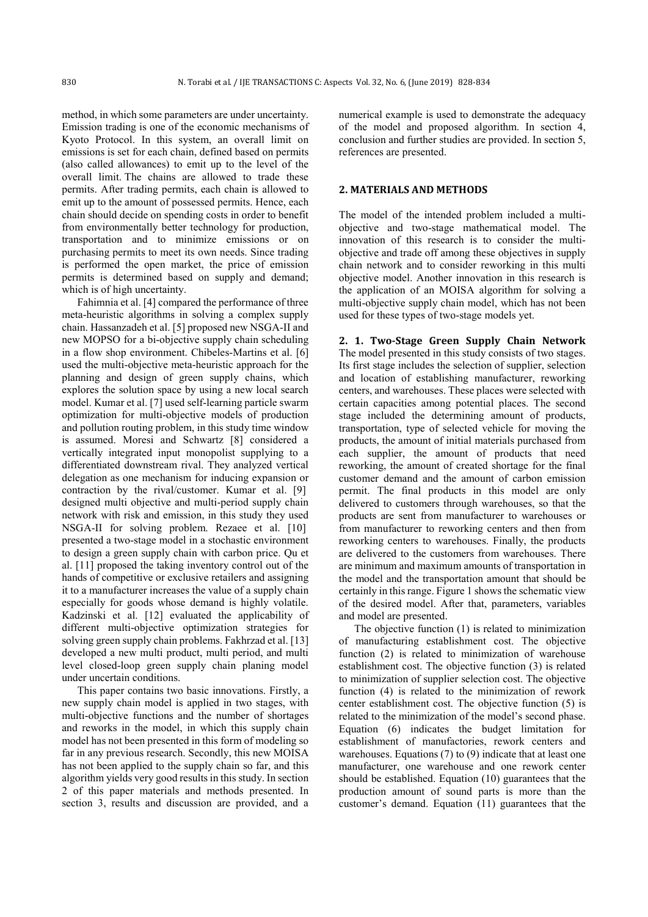method, in which some parameters are under uncertainty. Emission trading is one of the economic mechanisms of Kyoto Protocol. In this system, an overall limit on emissions is set for each chain, defined based on permits (also called allowances) to emit up to the level of the overall limit. The chains are allowed to trade these permits. After trading permits, each chain is allowed to emit up to the amount of possessed permits. Hence, each chain should decide on spending costs in order to benefit from environmentally better technology for production, transportation and to minimize emissions or on purchasing permits to meet its own needs. Since trading is performed the open market, the price of emission permits is determined based on supply and demand; which is of high uncertainty.

Fahimnia et al. [4] compared the performance of three meta-heuristic algorithms in solving a complex supply chain. Hassanzadeh et al. [5] proposed new NSGA-II and new MOPSO for a bi-objective supply chain scheduling in a flow shop environment. Chibeles-Martins et al. [6] used the multi-objective meta-heuristic approach for the planning and design of green supply chains, which explores the solution space by using a new local search model. Kumar et al. [7] used self-learning particle swarm optimization for multi-objective models of production and pollution routing problem, in this study time window is assumed. Moresi and Schwartz [8] considered a vertically integrated input monopolist supplying to a differentiated downstream rival. They analyzed vertical delegation as one mechanism for inducing expansion or contraction by the rival/customer. Kumar et al. [9] designed multi objective and multi-period supply chain network with risk and emission, in this study they used NSGA-II for solving problem. Rezaee et al. [10] presented a two-stage model in a stochastic environment to design a green supply chain with carbon price. Qu et al. [11] proposed the taking inventory control out of the hands of competitive or exclusive retailers and assigning it to a manufacturer increases the value of a supply chain especially for goods whose demand is highly volatile. Kadzinski et al. [12] evaluated the applicability of different multi-objective optimization strategies for solving green supply chain problems. Fakhrzad et al. [13] developed a new multi product, multi period, and multi level closed-loop green supply chain planing model under uncertain conditions.

This paper contains two basic innovations. Firstly, a new supply chain model is applied in two stages, with multi-objective functions and the number of shortages and reworks in the model, in which this supply chain model has not been presented in this form of modeling so far in any previous research. Secondly, this new MOISA has not been applied to the supply chain so far, and this algorithm yields very good results in this study. In section 2 of this paper materials and methods presented. In section 3, results and discussion are provided, and a numerical example is used to demonstrate the adequacy of the model and proposed algorithm. In section 4, conclusion and further studies are provided. In section 5, references are presented.

## 2. MATERIALS AND METHODS

The model of the intended problem included a multi-objective and two-stage mathematical model. The innovation of this research is to consider the multi-objective and trade off among these objectives in supply chain network and to consider reworking in this multi objective model. Another innovation in this research is the application of an MOISA algorithm for solving a multi-objective supply chain model, which has not been used for these types of two-stage models yet.

### 2. 1. Two-Stage Green Supply Chain Network

The model presented in this study consists of two stages. Its first stage includes the selection of supplier, selection and location of establishing manufacturer, reworking centers, and warehouses. These places were selected with certain capacities among potential places. The second stage included the determining amount of products, transportation, type of selected vehicle for moving the products, the amount of initial materials purchased from each supplier, the amount of products that need reworking, the amount of created shortage for the final customer demand and the amount of carbon emission permit. The final products in this model are only delivered to customers through warehouses, so that the products are sent from manufacturer to warehouses or from manufacturer to reworking centers and then from reworking centers to warehouses. Finally, the products are delivered to the customers from warehouses. There are minimum and maximum amounts of transportation in the model and the transportation amount that should be certainly in this range. Figure 1 shows the schematic view of the desired model. After that, parameters, variables and model are presented.

The objective function (1) is related to minimization of manufacturing establishment cost. The objective function (2) is related to minimization of warehouse establishment cost. The objective function (3) is related to minimization of supplier selection cost. The objective function (4) is related to the minimization of rework center establishment cost. The objective function (5) is related to the minimization of the model's second phase. Equation (6) indicates the budget limitation for establishment of manufactories, rework centers and warehouses. Equations (7) to (9) indicate that at least one manufacturer, one warehouse and one rework center should be established. Equation (10) guarantees that the production amount of sound parts is more than the customer's demand. Equation (11) guarantees that the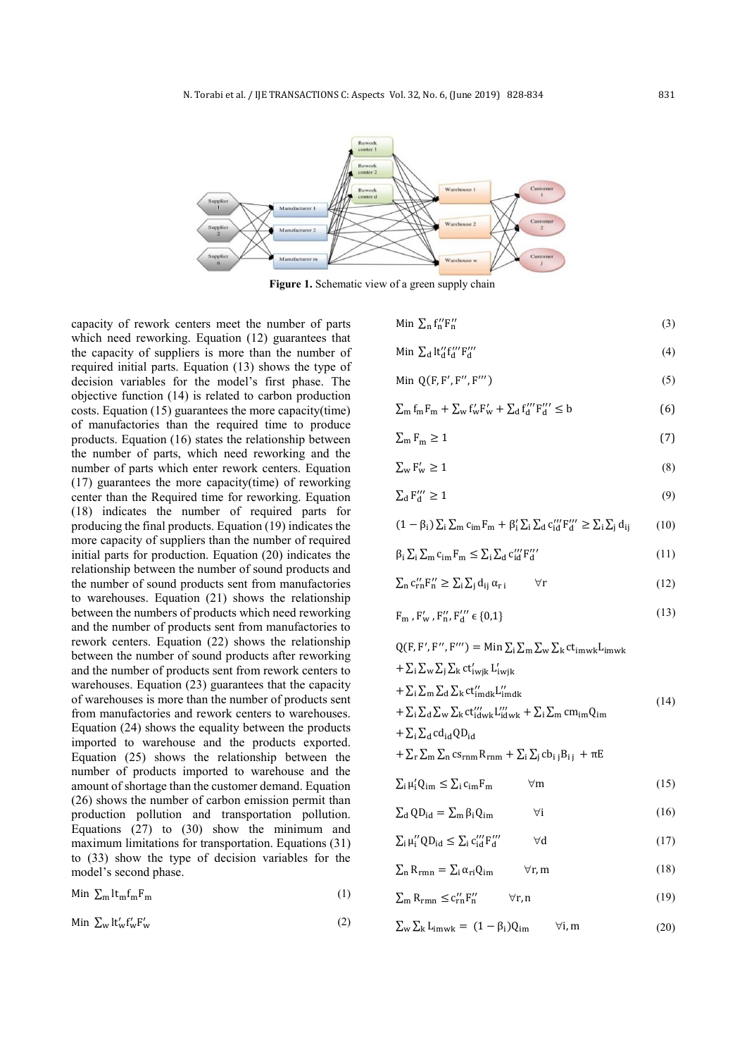**Figure 1.** Schematic view of a green supply chain

capacity of rework centers meet the number of parts which need reworking. Equation (12) guarantees that the capacity of suppliers is more than the number of required initial parts. Equation (13) shows the type of decision variables for the model's first phase. The objective function (14) is related to carbon production costs. Equation (15) guarantees the more capacity(time) of manufactories than the required time to produce products. Equation (16) states the relationship between the number of parts, which need reworking and the number of parts which enter rework centers. Equation (17) guarantees the more capacity(time) of reworking center than the Required time for reworking. Equation (18) indicates the number of required parts for producing the final products. Equation (19) indicates the more capacity of suppliers than the number of required initial parts for production. Equation (20) indicates the relationship between the number of sound products and the number of sound products sent from manufactories to warehouses. Equation (21) shows the relationship between the numbers of products which need reworking and the number of products sent from manufactories to rework centers. Equation (22) shows the relationship between the number of sound products after reworking and the number of products sent from rework centers to warehouses. Equation (23) guarantees that the capacity of warehouses is more than the number of products sent from manufactories and rework centers to warehouses. Equation (24) shows the equality between the products imported to warehouse and the products exported. Equation (25) shows the relationship between the number of products imported to warehouse and the amount of shortage than the customer demand. Equation (26) shows the number of carbon emission permit than production pollution and transportation pollution. Equations (27) to (30) show the minimum and maximum limitations for transportation. Equations (31) to (33) show the type of decision variables for the model's second phase.

$$\text{Min } \sum_m lt_m f_m F_m \tag{1}$$

$$\text{Min } \sum_w lt'_w f'_w F'_w \tag{2}$$

$$\text{Min } \sum_n f''_n F''_n \tag{3}$$

$$\text{Min } \sum_d lt''_d f'''_d F'''_d \tag{4}$$

$$\text{Min } Q(F, F', F'', F''') \tag{5}$$

$$\sum_m f_m F_m + \sum_w f'_w F'_w + \sum_d f'''_d F'''_d \le b \tag{6}$$

$$\sum_m F_m \ge 1 \tag{7}$$

$$\sum_w F'_w \ge 1 \tag{8}$$

$$\sum_d F'''_d \ge 1 \tag{9}$$

$$(1-\beta_i)\sum_i \sum_m c_{im} F_m + \beta'_i \sum_i \sum_d c'''_{id} F'''_d \ge \sum_i \sum_j d_{ij} \tag{10}$$

$$\beta_i \sum_i \sum_m c_{im} F_m \le \sum_i \sum_d c'''_{id} F'''_d \tag{11}$$

$$\sum_n c''_{rn} F''_n \ge \sum_i \sum_j d_{ij}\, \alpha_{ri} \qquad \forall r \tag{12}$$

$$F_m, F'_w, F''_n, F'''_d \in \{0,1\} \tag{13}$$

$$\begin{aligned} Q(F, F', F'', F''') = \text{Min } & \sum_i \sum_m \sum_w \sum_k ct_{imwk} L_{imwk} \\ & + \sum_i \sum_w \sum_j \sum_k ct'_{iwjk} L'_{iwjk} \\ & + \sum_i \sum_m \sum_d \sum_k ct''_{imdk} L''_{imdk} \\ & + \sum_i \sum_d \sum_w \sum_k ct'''_{idwk} L'''_{idwk} + \sum_i \sum_m cm_{im} Q_{im} \\ & + \sum_i \sum_d cd_{id} QD_{id} \\ & + \sum_r \sum_m \sum_n cs_{rnm} R_{rnm} + \sum_i \sum_j cb_{ij} B_{ij} + \pi E \end{aligned} \tag{14}$$

$$\sum_i \mu'_i Q_{im} \le \sum_i c_{im} F_m \qquad \forall m \tag{15}$$

$$\sum_d QD_{id} = \sum_m \beta_i Q_{im} \qquad \forall i \tag{16}$$

$$\sum_i \mu''_i QD_{id} \le \sum_i c'''_{id} F'''_d \qquad \forall d \tag{17}$$

$$\sum_n R_{rmn} = \sum_i \alpha_{ri} Q_{im} \qquad \forall r, m \tag{18}$$

$$\sum_m R_{rmn} \le c''_{rn} F''_n \qquad \forall r, n \tag{19}$$

$$\sum_w \sum_k L_{imwk} = (1-\beta_i) Q_{im} \qquad \forall i, m \tag{20}$$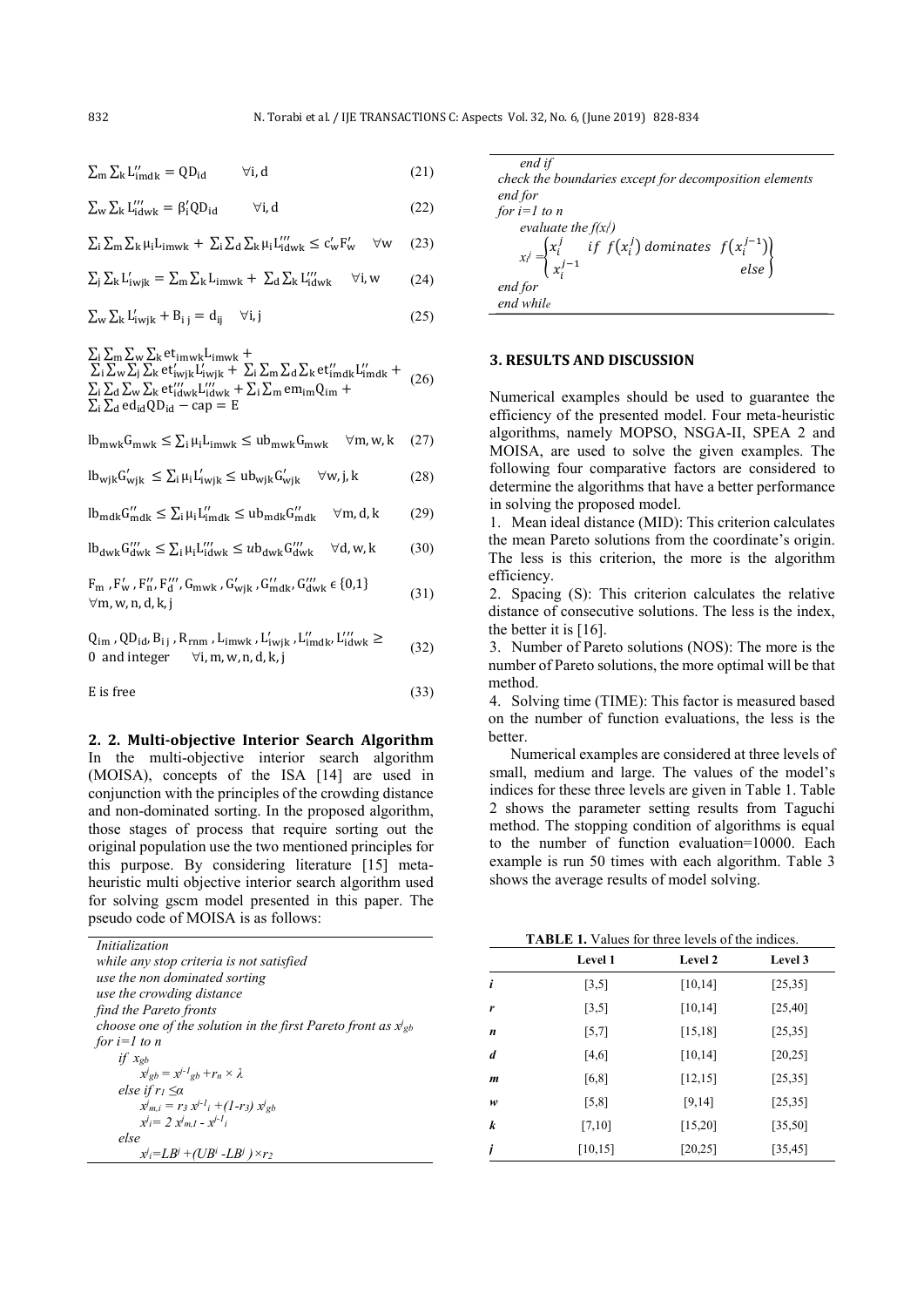$$\sum_m \sum_k L''_{imdk} = QD_{id} \qquad \forall i, d \tag{21}$$

$$\sum_w \sum_k L'''_{idwk} = \beta'_i QD_{id} \qquad \forall i, d \tag{22}$$

$$\sum_i \sum_m \sum_k \mu_i L_{imwk} + \sum_i \sum_d \sum_k \mu_i L'''_{idwk} \le c'_w F'_w \quad \forall w \tag{23}$$

$$\sum_j \sum_k L'_{iwjk} = \sum_m \sum_k L_{imwk} + \sum_d \sum_k L'''_{idwk} \quad \forall i, w \tag{24}$$

$$\sum_w \sum_k L'_{iwjk} + B_{ij} = d_{ij} \quad \forall i, j \tag{25}$$

$$\begin{aligned} &\sum_i \sum_m \sum_w \sum_k et_{imwk} L_{imwk} + \\ &\sum_i \sum_w \sum_j \sum_k et'_{iwjk} L'_{iwjk} + \sum_i \sum_m \sum_d \sum_k et''_{imdk} L''_{imdk} + \\ &\sum_i \sum_d \sum_w \sum_k et'''_{idwk} L'''_{idwk} + \sum_i \sum_m em_{im} Q_{im} + \\ &\sum_i \sum_d ed_{id} QD_{id} - cap = E \end{aligned} \tag{26}$$

$$lb_{mwk} G_{mwk} \le \sum_i \mu_i L_{imwk} \le ub_{mwk} G_{mwk} \quad \forall m, w, k \tag{27}$$

$$lb_{wjk} G'_{wjk} \le \sum_i \mu_i L'_{iwjk} \le ub_{wjk} G'_{wjk} \quad \forall w, j, k \tag{28}$$

$$lb_{mdk} G''_{mdk} \le \sum_i \mu_i L''_{imdk} \le ub_{mdk} G''_{mdk} \quad \forall m, d, k \tag{29}$$

$$lb_{dwk} G'''_{dwk} \le \sum_i \mu_i L'''_{idwk} \le ub_{dwk} G'''_{dwk} \quad \forall d, w, k \tag{30}$$

$$\begin{aligned} &F_m, F'_w, F''_n, F'''_d, G_{mwk}, G'_{wjk}, G''_{mdk}, G'''_{dwk} \in \{0,1\} \\ &\forall m, w, n, d, k, j \end{aligned} \tag{31}$$

$$\begin{aligned} &Q_{im}, QD_{id}, B_{ij}, R_{rnm}, L_{imwk}, L'_{iwjk}, L''_{imdk}, L'''_{idwk} \ge \\ &0 \text{ and integer} \quad \forall i, m, w, n, d, k, j \end{aligned} \tag{32}$$

$$E \text{ is free} \tag{33}$$

### 2. 2. Multi-objective Interior Search Algorithm

In the multi-objective interior search algorithm (MOISA), concepts of the ISA [14] are used in conjunction with the principles of the crowding distance and non-dominated sorting. In the proposed algorithm, those stages of process that require sorting out the original population use the two mentioned principles for this purpose. By considering literature [15] meta-heuristic multi objective interior search algorithm used for solving gscm model presented in this paper. The pseudo code of MOISA is as follows:

*Initialization*
*while any stop criteria is not satisfied*
*use the non dominated sorting*
*use the crowding distance*
*find the Pareto fronts*
*choose one of the solution in the first Pareto front as* $x^j_{gb}$
*for i=1 to n*
  *if* $x_{gb}$
    $x^j_{gb} = x^{j-1}_{gb} + r_n \times \lambda$
  *else if* $r_1 \le \alpha$
    $x^j_{m,i} = r_3\, x^{j-1}_i + (1-r_3)\, x^j_{gb}$
    $x^j_i = 2\, x^j_{m,1} - x^{j-1}_i$
  *else*
    $x^j_i = LB^j + (UB^i - LB^j) \times r_2$
  *end if*
*check the boundaries except for decomposition elements*
*end for*
*for i=1 to n*
  *evaluate the* $f(x^j_i)$
  $$x^j_i = \begin{cases} x^j_i & \text{if } f(x^j_i) \text{ dominates } f(x^{j-1}_i) \\ x^{j-1}_i & \text{else} \end{cases}$$
*end for*
*end while*

## 3. RESULTS AND DISCUSSION

Numerical examples should be used to guarantee the efficiency of the presented model. Four meta-heuristic algorithms, namely MOPSO, NSGA-II, SPEA 2 and MOISA, are used to solve the given examples. The following four comparative factors are considered to determine the algorithms that have a better performance in solving the proposed model.

1. Mean ideal distance (MID): This criterion calculates the mean Pareto solutions from the coordinate's origin. The less is this criterion, the more is the algorithm efficiency.
2. Spacing (S): This criterion calculates the relative distance of consecutive solutions. The less is the index, the better it is [16].
3. Number of Pareto solutions (NOS): The more is the number of Pareto solutions, the more optimal will be that method.
4. Solving time (TIME): This factor is measured based on the number of function evaluations, the less is the better.

Numerical examples are considered at three levels of small, medium and large. The values of the model's indices for these three levels are given in Table 1. Table 2 shows the parameter setting results from Taguchi method. The stopping condition of algorithms is equal to the number of function evaluation=10000. Each example is run 50 times with each algorithm. Table 3 shows the average results of model solving.

**TABLE 1.** Values for three levels of the indices.

| | Level 1 | Level 2 | Level 3 |
|---|---|---|---|
| *i* | [3,5] | [10,14] | [25,35] |
| *r* | [3,5] | [10,14] | [25,40] |
| *n* | [5,7] | [15,18] | [25,35] |
| *d* | [4,6] | [10,14] | [20,25] |
| *m* | [6,8] | [12,15] | [25,35] |
| *w* | [5,8] | [9,14] | [25,35] |
| *k* | [7,10] | [15,20] | [35,50] |
| *j* | [10,15] | [20,25] | [35,45] |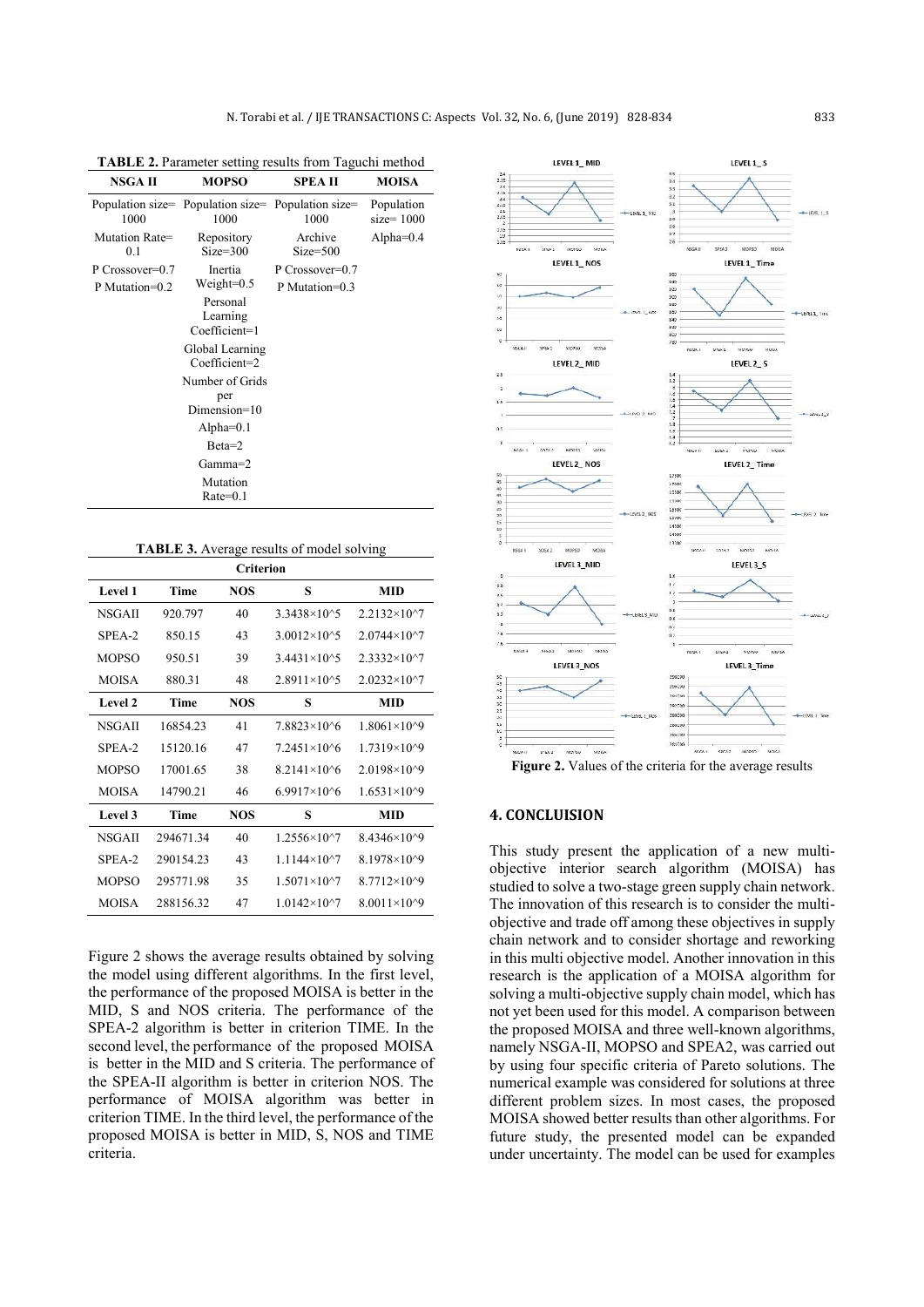**TABLE 2.** Parameter setting results from Taguchi method

| NSGA II | MOPSO | SPEA II | MOISA |
|---|---|---|---|
| Population size= 1000 | Population size= 1000 | Population size= 1000 | Population size= 1000 |
| Mutation Rate= 0.1 | Repository Size=300 | Archive Size=500 | Alpha=0.4 |
| P Crossover=0.7 P Mutation=0.2 | Inertia Weight=0.5 | P Crossover=0.7 P Mutation=0.3 | |
| | Personal Learning Coefficient=1 | | |
| | Global Learning Coefficient=2 | | |
| | Number of Grids per Dimension=10 | | |
| | Alpha=0.1 | | |
| | Beta=2 | | |
| | Gamma=2 | | |
| | Mutation Rate=0.1 | | |

**TABLE 3.** Average results of model solving

| | Criterion | | | |
|---|---|---|---|---|
| **Level 1** | **Time** | **NOS** | **S** | **MID** |
| NSGAII | 920.797 | 40 | 3.3438×10^5 | 2.2132×10^7 |
| SPEA-2 | 850.15 | 43 | 3.0012×10^5 | 2.0744×10^7 |
| MOPSO | 950.51 | 39 | 3.4431×10^5 | 2.3332×10^7 |
| MOISA | 880.31 | 48 | 2.8911×10^5 | 2.0232×10^7 |
| **Level 2** | **Time** | **NOS** | **S** | **MID** |
| NSGAII | 16854.23 | 41 | 7.8823×10^6 | 1.8061×10^9 |
| SPEA-2 | 15120.16 | 47 | 7.2451×10^6 | 1.7319×10^9 |
| MOPSO | 17001.65 | 38 | 8.2141×10^6 | 2.0198×10^9 |
| MOISA | 14790.21 | 46 | 6.9917×10^6 | 1.6531×10^9 |
| **Level 3** | **Time** | **NOS** | **S** | **MID** |
| NSGAII | 294671.34 | 40 | 1.2556×10^7 | 8.4346×10^9 |
| SPEA-2 | 290154.23 | 43 | 1.1144×10^7 | 8.1978×10^9 |
| MOPSO | 295771.98 | 35 | 1.5071×10^7 | 8.7712×10^9 |
| MOISA | 288156.32 | 47 | 1.0142×10^7 | 8.0011×10^9 |

Figure 2 shows the average results obtained by solving the model using different algorithms. In the first level, the performance of the proposed MOISA is better in the MID, S and NOS criteria. The performance of the SPEA-2 algorithm is better in criterion TIME. In the second level, the performance of the proposed MOISA is better in the MID and S criteria. The performance of the SPEA-II algorithm is better in criterion NOS. The performance of MOISA algorithm was better in criterion TIME. In the third level, the performance of the proposed MOISA is better in MID, S, NOS and TIME criteria.

**Figure 2.** Values of the criteria for the average results

## 4. CONCLUISION

This study present the application of a new multi-objective interior search algorithm (MOISA) has studied to solve a two-stage green supply chain network. The innovation of this research is to consider the multi-objective and trade off among these objectives in supply chain network and to consider shortage and reworking in this multi objective model. Another innovation in this research is the application of a MOISA algorithm for solving a multi-objective supply chain model, which has not yet been used for this model. A comparison between the proposed MOISA and three well-known algorithms, namely NSGA-II, MOPSO and SPEA2, was carried out by using four specific criteria of Pareto solutions. The numerical example was considered for solutions at three different problem sizes. In most cases, the proposed MOISA showed better results than other algorithms. For future study, the presented model can be expanded under uncertainty. The model can be used for examples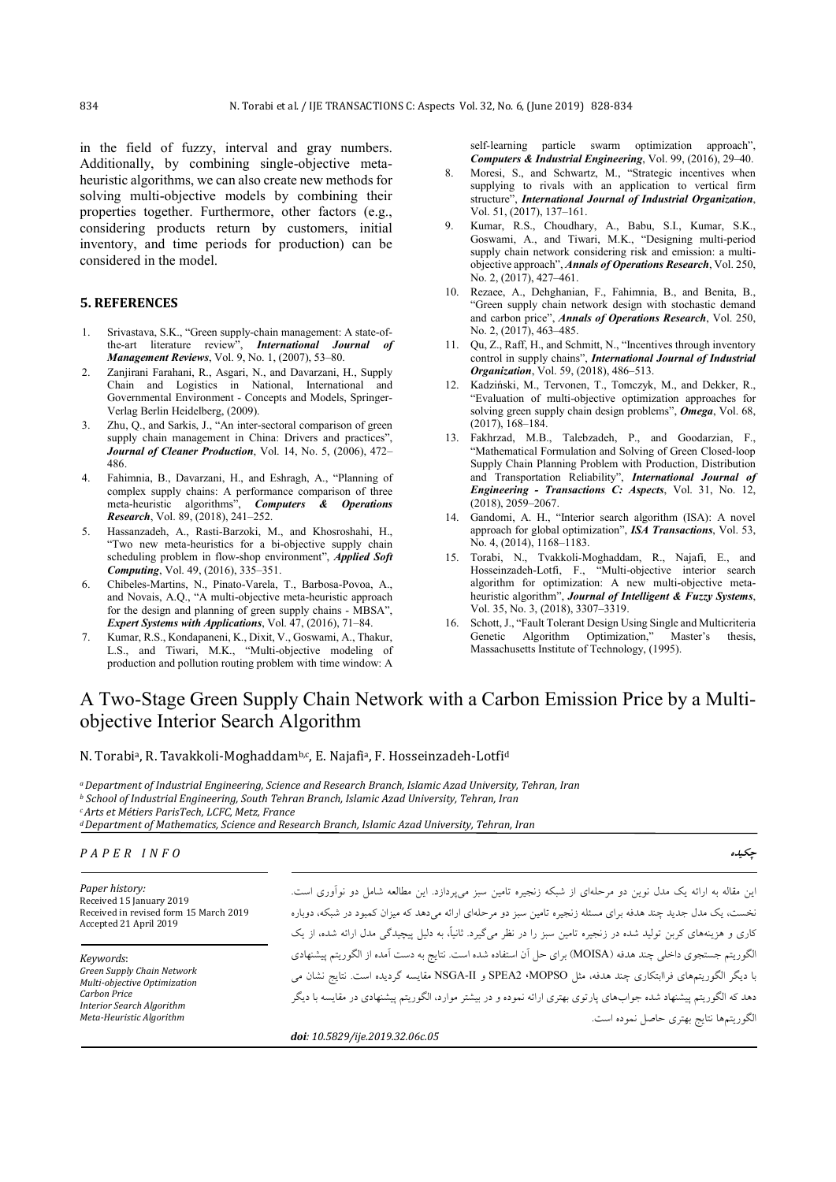in the field of fuzzy, interval and gray numbers. Additionally, by combining single-objective meta-heuristic algorithms, we can also create new methods for solving multi-objective models by combining their properties together. Furthermore, other factors (e.g., considering products return by customers, initial inventory, and time periods for production) can be considered in the model.

## 5. REFERENCES

1. Srivastava, S.K., "Green supply-chain management: A state-of-the-art literature review", ***International Journal of Management Reviews***, Vol. 9, No. 1, (2007), 53–80.
2. Zanjirani Farahani, R., Asgari, N., and Davarzani, H., Supply Chain and Logistics in National, International and Governmental Environment - Concepts and Models, Springer-Verlag Berlin Heidelberg, (2009).
3. Zhu, Q., and Sarkis, J., "An inter-sectoral comparison of green supply chain management in China: Drivers and practices", ***Journal of Cleaner Production***, Vol. 14, No. 5, (2006), 472–486.
4. Fahimnia, B., Davarzani, H., and Eshragh, A., "Planning of complex supply chains: A performance comparison of three meta-heuristic algorithms", ***Computers & Operations Research***, Vol. 89, (2018), 241–252.
5. Hassanzadeh, A., Rasti-Barzoki, M., and Khosroshahi, H., "Two new meta-heuristics for a bi-objective supply chain scheduling problem in flow-shop environment", ***Applied Soft Computing***, Vol. 49, (2016), 335–351.
6. Chibeles-Martins, N., Pinato-Varela, T., Barbosa-Povoa, A., and Novais, A.Q., "A multi-objective meta-heuristic approach for the design and planning of green supply chains - MBSA", ***Expert Systems with Applications***, Vol. 47, (2016), 71–84.
7. Kumar, R.S., Kondapaneni, K., Dixit, V., Goswami, A., Thakur, L.S., and Tiwari, M.K., "Multi-objective modeling of production and pollution routing problem with time window: A self-learning particle swarm optimization approach", ***Computers & Industrial Engineering***, Vol. 99, (2016), 29–40.
8. Moresi, S., and Schwartz, M., "Strategic incentives when supplying to rivals with an application to vertical firm structure", ***International Journal of Industrial Organization***, Vol. 51, (2017), 137–161.
9. Kumar, R.S., Choudhary, A., Babu, S.I., Kumar, S.K., Goswami, A., and Tiwari, M.K., "Designing multi-period supply chain network considering risk and emission: a multi-objective approach", ***Annals of Operations Research***, Vol. 250, No. 2, (2017), 427–461.
10. Rezaee, A., Dehghanian, F., Fahimnia, B., and Benita, B., "Green supply chain network design with stochastic demand and carbon price", ***Annals of Operations Research***, Vol. 250, No. 2, (2017), 463–485.
11. Qu, Z., Raff, H., and Schmitt, N., "Incentives through inventory control in supply chains", ***International Journal of Industrial Organization***, Vol. 59, (2018), 486–513.
12. Kadziński, M., Tervonen, T., Tomczyk, M., and Dekker, R., "Evaluation of multi-objective optimization approaches for solving green supply chain design problems", ***Omega***, Vol. 68, (2017), 168–184.
13. Fakhrzad, M.B., Talebzadeh, P., and Goodarzian, F., "Mathematical Formulation and Solving of Green Closed-loop Supply Chain Planning Problem with Production, Distribution and Transportation Reliability", ***International Journal of Engineering - Transactions C: Aspects***, Vol. 31, No. 12, (2018), 2059–2067.
14. Gandomi, A. H., "Interior search algorithm (ISA): A novel approach for global optimization", ***ISA Transactions***, Vol. 53, No. 4, (2014), 1168–1183.
15. Torabi, N., Tvakkoli-Moghaddam, R., Najafi, E., and Hosseinzadeh-Lotfi, F., "Multi-objective interior search algorithm for optimization: A new multi-objective meta-heuristic algorithm", ***Journal of Intelligent & Fuzzy Systems***, Vol. 35, No. 3, (2018), 3307–3319.
16. Schott, J., "Fault Tolerant Design Using Single and Multicriteria Genetic Algorithm Optimization," Master's thesis, Massachusetts Institute of Technology, (1995).

# A Two-Stage Green Supply Chain Network with a Carbon Emission Price by a Multi-objective Interior Search Algorithm

N. Torabi[a], R. Tavakkoli-Moghaddam[b,c], E. Najafi[a], F. Hosseinzadeh-Lotfi[d]

*[a] Department of Industrial Engineering, Science and Research Branch, Islamic Azad University, Tehran, Iran*
*[b] School of Industrial Engineering, South Tehran Branch, Islamic Azad University, Tehran, Iran*
*[c] Arts et Métiers ParisTech, LCFC, Metz, France*
*[d] Department of Mathematics, Science and Research Branch, Islamic Azad University, Tehran, Iran*

*PAPER INFO*

*Paper history:*
Received 15 January 2019
Received in revised form 15 March 2019
Accepted 21 April 2019

*Keywords*:
Green Supply Chain Network
Multi-objective Optimization
Carbon Price
Interior Search Algorithm
Meta-Heuristic Algorithm

**چکيده**

این مقاله به ارائه یک مدل نوین دو مرحله‌ای از شبکه زنجیره تامین سبز می‌پردازد. این مطالعه شامل دو نوآوری است. نخست، یک مدل جدید چند هدفه برای مسئله زنجیره تامین سبز دو مرحله‌ای ارائه می‌دهد که میزان کمبود در شبکه، دوباره کاری و هزینه‌های کربن تولید شده در زنجیره تامین سبز را در نظر می‌گیرد. ثانیاً، به دلیل پیچیدگی مدل ارائه شده، از یک الگوریتم جستجوی داخلی چند هدفه (MOISA) برای حل آن استفاده شده است. نتایج به دست آمده از الگوریتم پیشنهادی با دیگر الگوریتم‌های فراابتکاری چند هدفه، مثل MOPSO، SPEA2 و NSGA-II مقایسه گردیده است. نتایج نشان می دهد که الگوریتم پیشنهاد شده جواب‌های پارتوی بهتری ارائه نموده و در بیشتر موارد، الگوریتم پیشنهادی در مقایسه با دیگر الگوریتم‌ها نتایج بهتری حاصل نموده است.

*doi: 10.5829/ije.2019.32.06c.05*